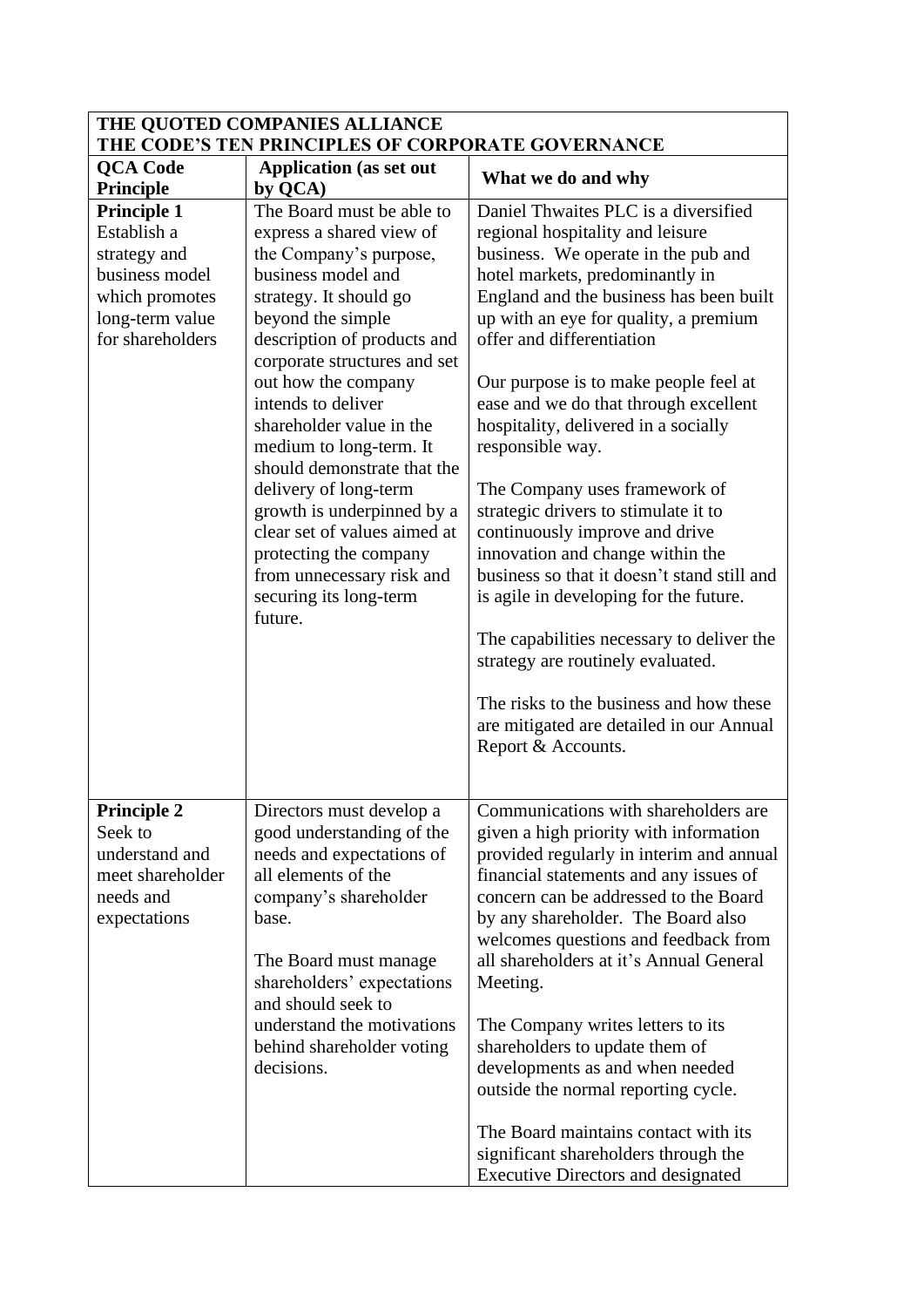| THE QUOTED COMPANIES ALLIANCE THE CODE'S TEN PRINCIPLES OF CORPORATE GOVERNANCE | | |
|---|---|---|
| **QCA Code Principle** | **Application (as set out by QCA)** | **What we do and why** |
| **Principle 1** Establish a strategy and business model which promotes long-term value for shareholders | The Board must be able to express a shared view of the Company's purpose, business model and strategy. It should go beyond the simple description of products and corporate structures and set out how the company intends to deliver shareholder value in the medium to long-term. It should demonstrate that the delivery of long-term growth is underpinned by a clear set of values aimed at protecting the company from unnecessary risk and securing its long-term future. | Daniel Thwaites PLC is a diversified regional hospitality and leisure business. We operate in the pub and hotel markets, predominantly in England and the business has been built up with an eye for quality, a premium offer and differentiation<br><br>Our purpose is to make people feel at ease and we do that through excellent hospitality, delivered in a socially responsible way.<br><br>The Company uses framework of strategic drivers to stimulate it to continuously improve and drive innovation and change within the business so that it doesn't stand still and is agile in developing for the future.<br><br>The capabilities necessary to deliver the strategy are routinely evaluated.<br><br>The risks to the business and how these are mitigated are detailed in our Annual Report & Accounts. |
| **Principle 2** Seek to understand and meet shareholder needs and expectations | Directors must develop a good understanding of the needs and expectations of all elements of the company's shareholder base.<br><br>The Board must manage shareholders' expectations and should seek to understand the motivations behind shareholder voting decisions. | Communications with shareholders are given a high priority with information provided regularly in interim and annual financial statements and any issues of concern can be addressed to the Board by any shareholder. The Board also welcomes questions and feedback from all shareholders at it's Annual General Meeting.<br><br>The Company writes letters to its shareholders to update them of developments as and when needed outside the normal reporting cycle.<br><br>The Board maintains contact with its significant shareholders through the Executive Directors and designated |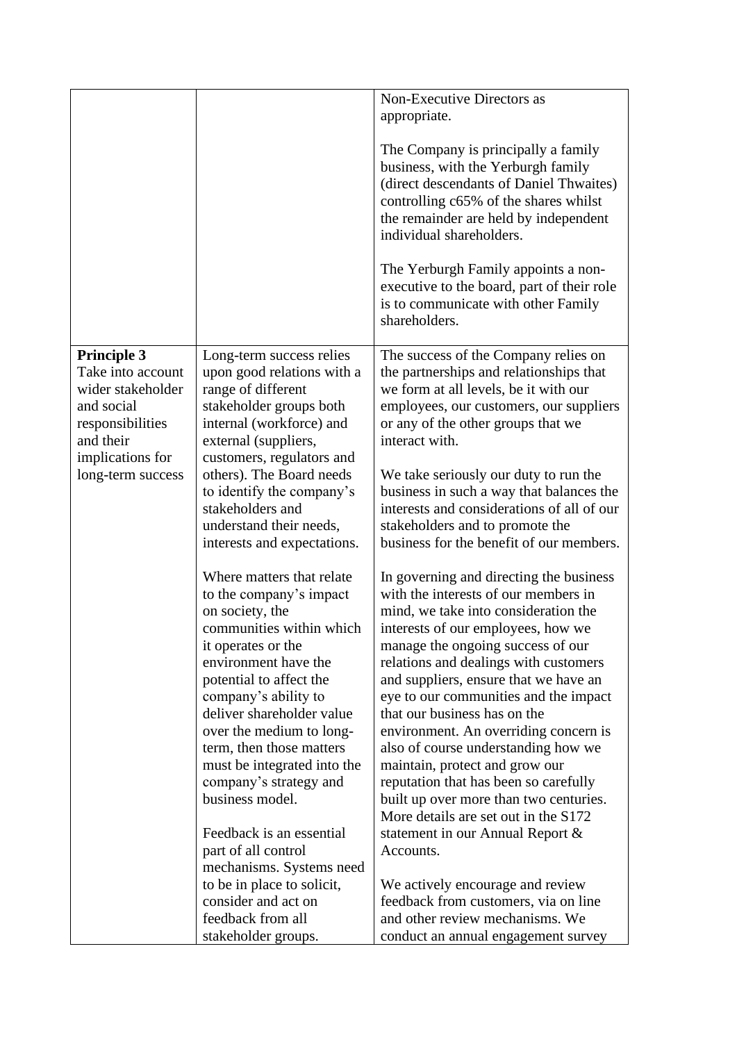| | | |
|---|---|---|
| | | Non-Executive Directors as appropriate.<br><br>The Company is principally a family business, with the Yerburgh family (direct descendants of Daniel Thwaites) controlling c65% of the shares whilst the remainder are held by independent individual shareholders.<br><br>The Yerburgh Family appoints a non-executive to the board, part of their role is to communicate with other Family shareholders. |
| **Principle 3**<br>Take into account wider stakeholder and social responsibilities and their implications for long-term success | Long-term success relies upon good relations with a range of different stakeholder groups both internal (workforce) and external (suppliers, customers, regulators and others). The Board needs to identify the company's stakeholders and understand their needs, interests and expectations.<br><br>Where matters that relate to the company's impact on society, the communities within which it operates or the environment have the potential to affect the company's ability to deliver shareholder value over the medium to long-term, then those matters must be integrated into the company's strategy and business model.<br><br>Feedback is an essential part of all control mechanisms. Systems need to be in place to solicit, consider and act on feedback from all stakeholder groups. | The success of the Company relies on the partnerships and relationships that we form at all levels, be it with our employees, our customers, our suppliers or any of the other groups that we interact with.<br><br>We take seriously our duty to run the business in such a way that balances the interests and considerations of all of our stakeholders and to promote the business for the benefit of our members.<br><br>In governing and directing the business with the interests of our members in mind, we take into consideration the interests of our employees, how we manage the ongoing success of our relations and dealings with customers and suppliers, ensure that we have an eye to our communities and the impact that our business has on the environment. An overriding concern is also of course understanding how we maintain, protect and grow our reputation that has been so carefully built up over more than two centuries. More details are set out in the S172 statement in our Annual Report & Accounts.<br><br>We actively encourage and review feedback from customers, via on line and other review mechanisms. We conduct an annual engagement survey |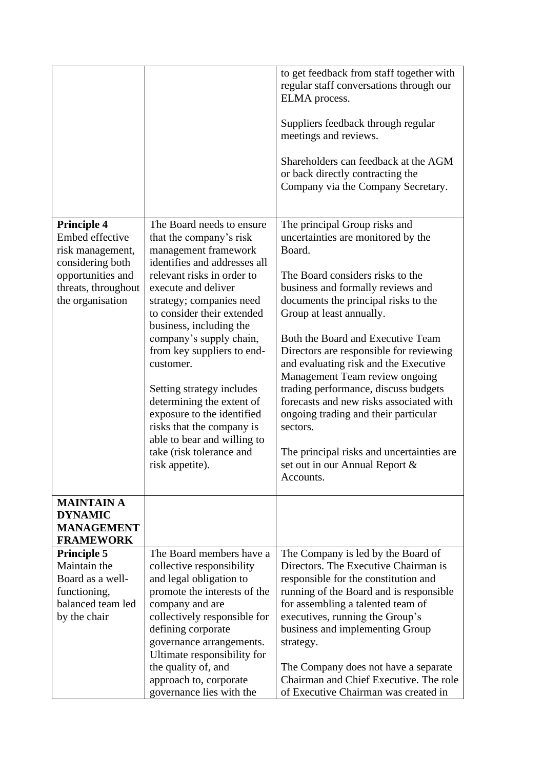| | | |
|---|---|---|
| | | to get feedback from staff together with regular staff conversations through our ELMA process.<br><br>Suppliers feedback through regular meetings and reviews.<br><br>Shareholders can feedback at the AGM or back directly contracting the Company via the Company Secretary. |
| **Principle 4**<br>Embed effective risk management, considering both opportunities and threats, throughout the organisation | The Board needs to ensure that the company's risk management framework identifies and addresses all relevant risks in order to execute and deliver strategy; companies need to consider their extended business, including the company's supply chain, from key suppliers to end-customer.<br><br>Setting strategy includes determining the extent of exposure to the identified risks that the company is able to bear and willing to take (risk tolerance and risk appetite). | The principal Group risks and uncertainties are monitored by the Board.<br><br>The Board considers risks to the business and formally reviews and documents the principal risks to the Group at least annually.<br><br>Both the Board and Executive Team Directors are responsible for reviewing and evaluating risk and the Executive Management Team review ongoing trading performance, discuss budgets forecasts and new risks associated with ongoing trading and their particular sectors.<br><br>The principal risks and uncertainties are set out in our Annual Report & Accounts. |
| **MAINTAIN A DYNAMIC MANAGEMENT FRAMEWORK** | | |
| **Principle 5**<br>Maintain the Board as a well-functioning, balanced team led by the chair | The Board members have a collective responsibility and legal obligation to promote the interests of the company and are collectively responsible for defining corporate governance arrangements. Ultimate responsibility for the quality of, and approach to, corporate governance lies with the | The Company is led by the Board of Directors. The Executive Chairman is responsible for the constitution and running of the Board and is responsible for assembling a talented team of executives, running the Group's business and implementing Group strategy.<br><br>The Company does not have a separate Chairman and Chief Executive. The role of Executive Chairman was created in |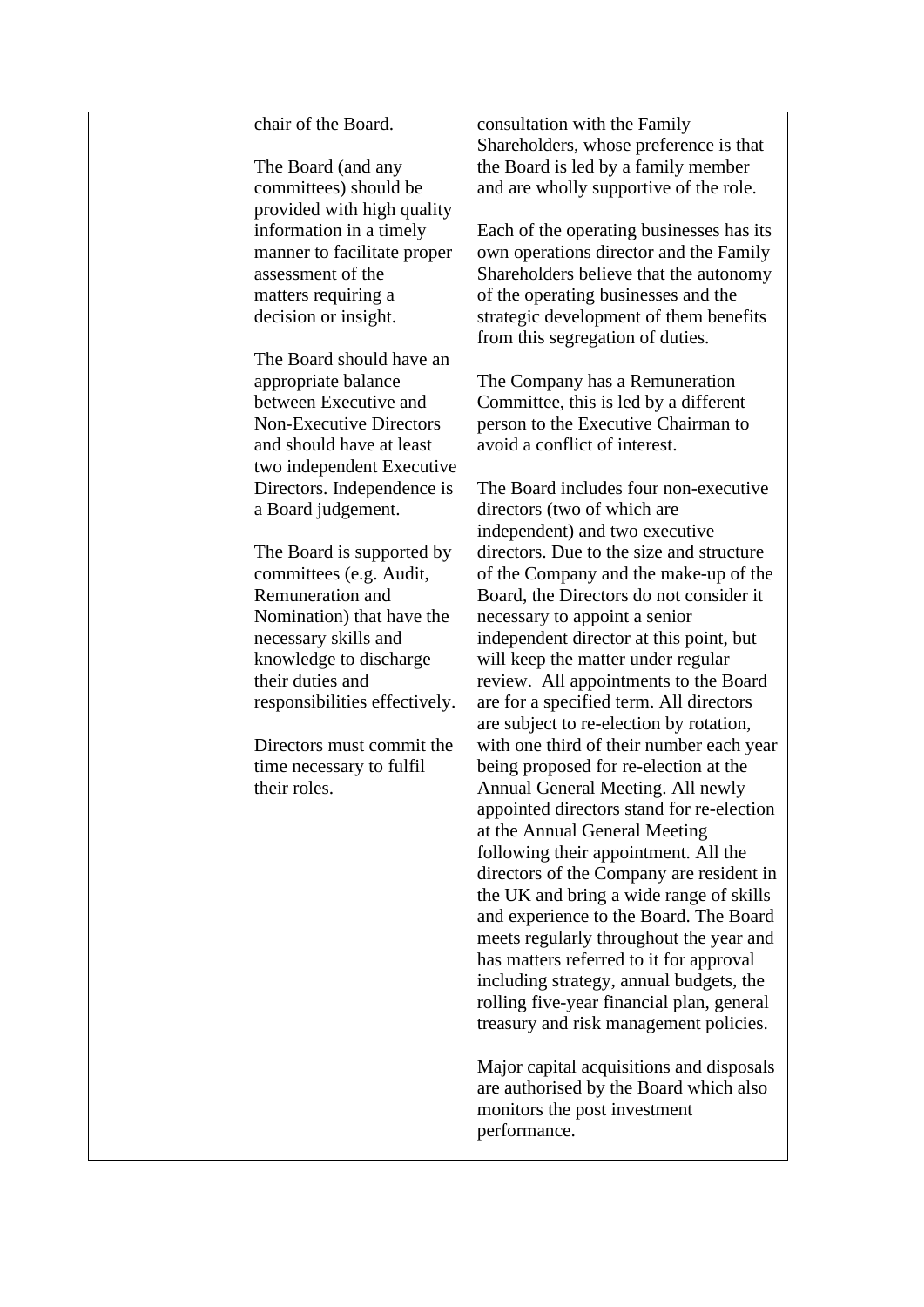|  |  |  |
|---|---|---|
|  | chair of the Board.<br><br>The Board (and any committees) should be provided with high quality information in a timely manner to facilitate proper assessment of the matters requiring a decision or insight.<br><br>The Board should have an appropriate balance between Executive and Non-Executive Directors and should have at least two independent Executive Directors. Independence is a Board judgement.<br><br>The Board is supported by committees (e.g. Audit, Remuneration and Nomination) that have the necessary skills and knowledge to discharge their duties and responsibilities effectively.<br><br>Directors must commit the time necessary to fulfil their roles. | consultation with the Family Shareholders, whose preference is that the Board is led by a family member and are wholly supportive of the role.<br><br>Each of the operating businesses has its own operations director and the Family Shareholders believe that the autonomy of the operating businesses and the strategic development of them benefits from this segregation of duties.<br><br>The Company has a Remuneration Committee, this is led by a different person to the Executive Chairman to avoid a conflict of interest.<br><br>The Board includes four non-executive directors (two of which are independent) and two executive directors. Due to the size and structure of the Company and the make-up of the Board, the Directors do not consider it necessary to appoint a senior independent director at this point, but will keep the matter under regular review. All appointments to the Board are for a specified term. All directors are subject to re-election by rotation, with one third of their number each year being proposed for re-election at the Annual General Meeting. All newly appointed directors stand for re-election at the Annual General Meeting following their appointment. All the directors of the Company are resident in the UK and bring a wide range of skills and experience to the Board. The Board meets regularly throughout the year and has matters referred to it for approval including strategy, annual budgets, the rolling five-year financial plan, general treasury and risk management policies.<br><br>Major capital acquisitions and disposals are authorised by the Board which also monitors the post investment performance. |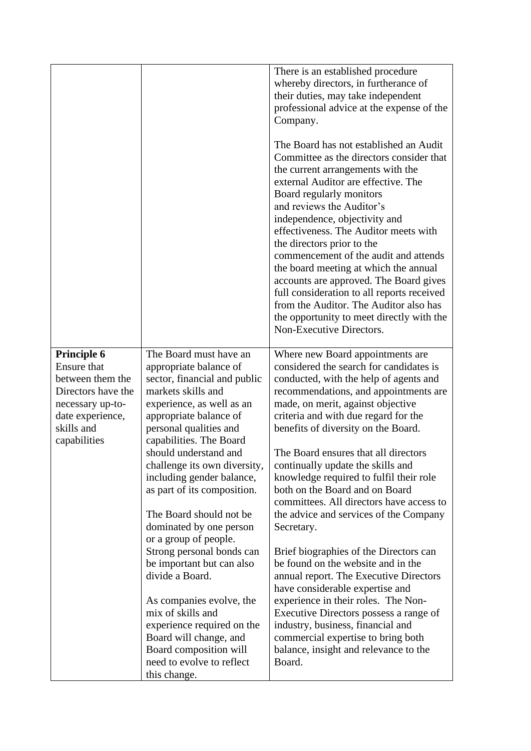| | | |
|---|---|---|
| | | There is an established procedure whereby directors, in furtherance of their duties, may take independent professional advice at the expense of the Company.<br><br>The Board has not established an Audit Committee as the directors consider that the current arrangements with the external Auditor are effective. The Board regularly monitors and reviews the Auditor's independence, objectivity and effectiveness. The Auditor meets with the directors prior to the commencement of the audit and attends the board meeting at which the annual accounts are approved. The Board gives full consideration to all reports received from the Auditor. The Auditor also has the opportunity to meet directly with the Non-Executive Directors. |
| **Principle 6**<br>Ensure that between them the Directors have the necessary up-to-date experience, skills and capabilities | The Board must have an appropriate balance of sector, financial and public markets skills and experience, as well as an appropriate balance of personal qualities and capabilities. The Board should understand and challenge its own diversity, including gender balance, as part of its composition.<br><br>The Board should not be dominated by one person or a group of people. Strong personal bonds can be important but can also divide a Board.<br><br>As companies evolve, the mix of skills and experience required on the Board will change, and Board composition will need to evolve to reflect this change. | Where new Board appointments are considered the search for candidates is conducted, with the help of agents and recommendations, and appointments are made, on merit, against objective criteria and with due regard for the benefits of diversity on the Board.<br><br>The Board ensures that all directors continually update the skills and knowledge required to fulfil their role both on the Board and on Board committees. All directors have access to the advice and services of the Company Secretary.<br><br>Brief biographies of the Directors can be found on the website and in the annual report. The Executive Directors have considerable expertise and experience in their roles. The Non-Executive Directors possess a range of industry, business, financial and commercial expertise to bring both balance, insight and relevance to the Board. |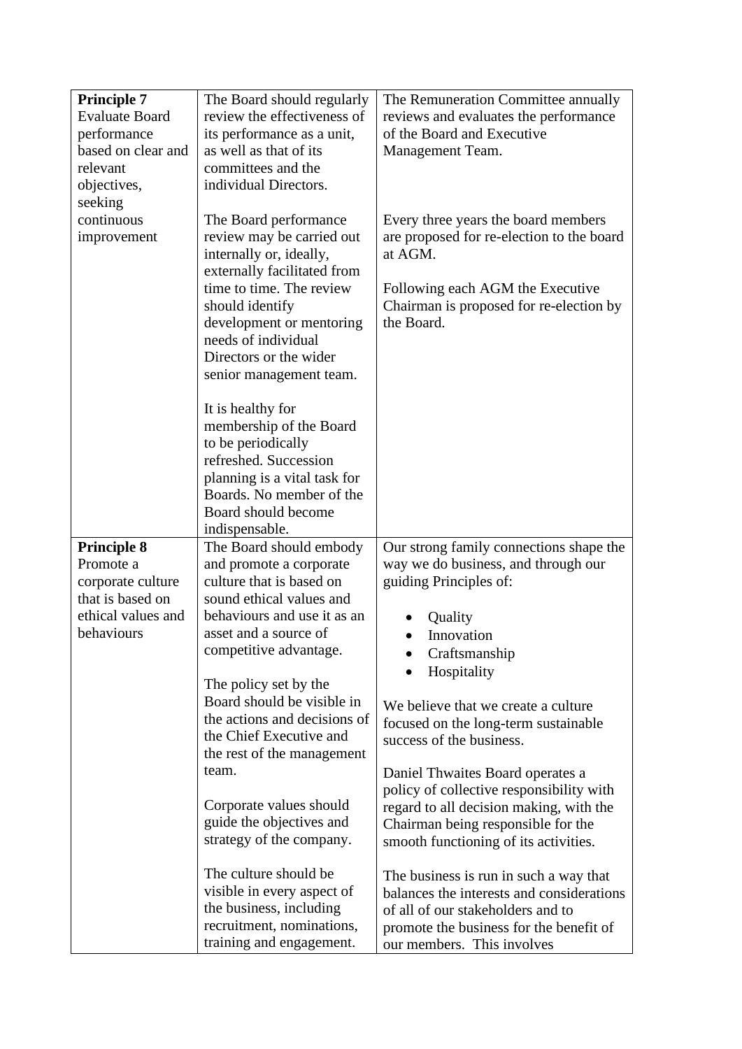| | | |
|---|---|---|
| **Principle 7** Evaluate Board performance based on clear and relevant objectives, seeking continuous improvement | The Board should regularly review the effectiveness of its performance as a unit, as well as that of its committees and the individual Directors.<br><br>The Board performance review may be carried out internally or, ideally, externally facilitated from time to time. The review should identify development or mentoring needs of individual Directors or the wider senior management team.<br><br>It is healthy for membership of the Board to be periodically refreshed. Succession planning is a vital task for Boards. No member of the Board should become indispensable. | The Remuneration Committee annually reviews and evaluates the performance of the Board and Executive Management Team.<br><br>Every three years the board members are proposed for re-election to the board at AGM.<br><br>Following each AGM the Executive Chairman is proposed for re-election by the Board. |
| **Principle 8** Promote a corporate culture that is based on ethical values and behaviours | The Board should embody and promote a corporate culture that is based on sound ethical values and behaviours and use it as an asset and a source of competitive advantage.<br><br>The policy set by the Board should be visible in the actions and decisions of the Chief Executive and the rest of the management team.<br><br>Corporate values should guide the objectives and strategy of the company.<br><br>The culture should be visible in every aspect of the business, including recruitment, nominations, training and engagement. | Our strong family connections shape the way we do business, and through our guiding Principles of:<br><br>• Quality<br>• Innovation<br>• Craftsmanship<br>• Hospitality<br><br>We believe that we create a culture focused on the long-term sustainable success of the business.<br><br>Daniel Thwaites Board operates a policy of collective responsibility with regard to all decision making, with the Chairman being responsible for the smooth functioning of its activities.<br><br>The business is run in such a way that balances the interests and considerations of all of our stakeholders and to promote the business for the benefit of our members. This involves |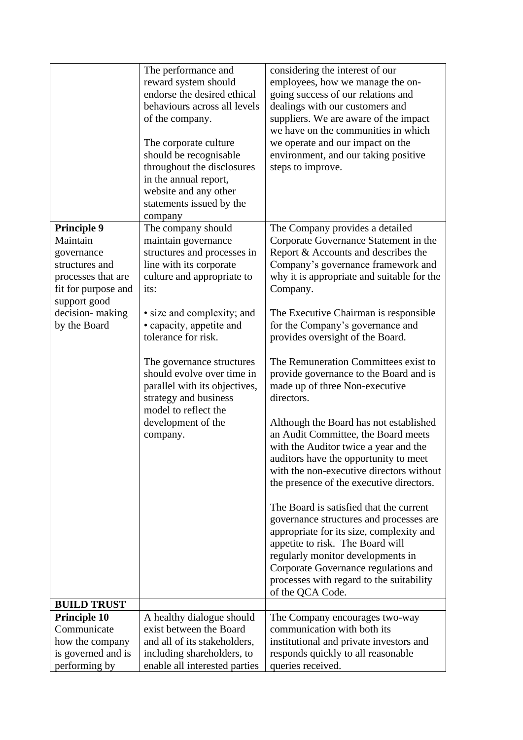| | | |
|---|---|---|
| | The performance and reward system should endorse the desired ethical behaviours across all levels of the company.<br><br>The corporate culture should be recognisable throughout the disclosures in the annual report, website and any other statements issued by the company | considering the interest of our employees, how we manage the on-going success of our relations and dealings with our customers and suppliers. We are aware of the impact we have on the communities in which we operate and our impact on the environment, and our taking positive steps to improve. |
| **Principle 9**<br>Maintain governance structures and processes that are fit for purpose and support good decision- making by the Board | The company should maintain governance structures and processes in line with its corporate culture and appropriate to its:<br><br>• size and complexity; and<br>• capacity, appetite and tolerance for risk.<br><br>The governance structures should evolve over time in parallel with its objectives, strategy and business model to reflect the development of the company. | The Company provides a detailed Corporate Governance Statement in the Report & Accounts and describes the Company's governance framework and why it is appropriate and suitable for the Company.<br><br>The Executive Chairman is responsible for the Company's governance and provides oversight of the Board.<br><br>The Remuneration Committees exist to provide governance to the Board and is made up of three Non-executive directors.<br><br>Although the Board has not established an Audit Committee, the Board meets with the Auditor twice a year and the auditors have the opportunity to meet with the non-executive directors without the presence of the executive directors.<br><br>The Board is satisfied that the current governance structures and processes are appropriate for its size, complexity and appetite to risk. The Board will regularly monitor developments in Corporate Governance regulations and processes with regard to the suitability of the QCA Code. |
| **BUILD TRUST** | | |
| **Principle 10**<br>Communicate how the company is governed and is performing by | A healthy dialogue should exist between the Board and all of its stakeholders, including shareholders, to enable all interested parties | The Company encourages two-way communication with both its institutional and private investors and responds quickly to all reasonable queries received. |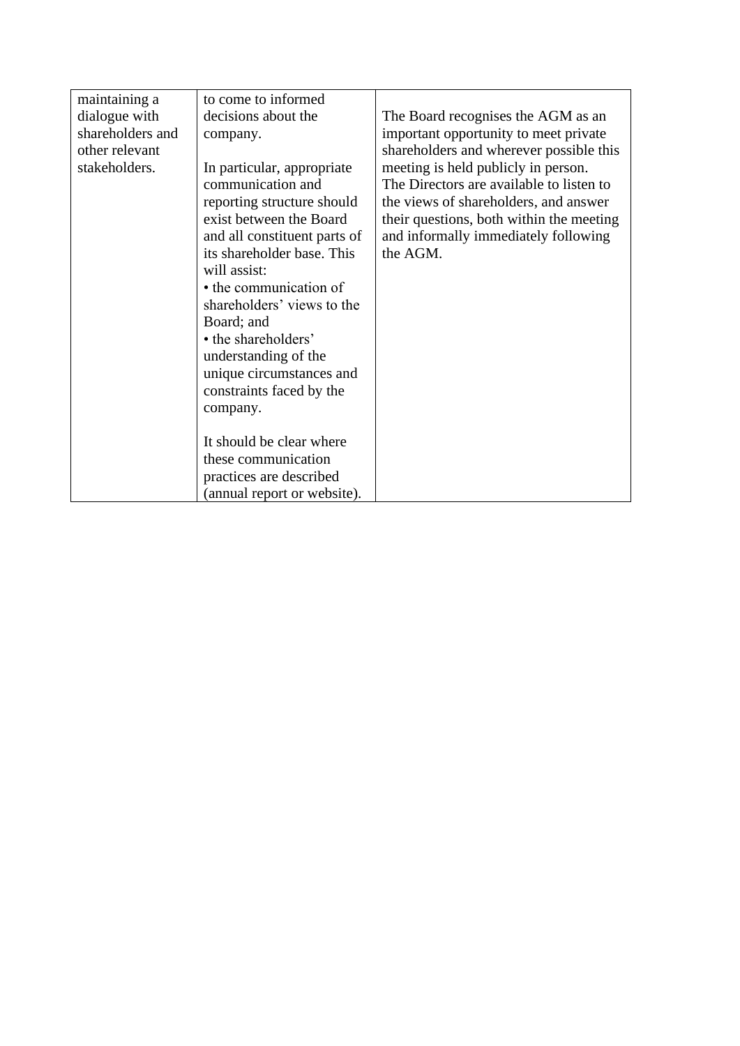| | | |
|---|---|---|
| maintaining a dialogue with shareholders and other relevant stakeholders. | to come to informed decisions about the company.<br><br>In particular, appropriate communication and reporting structure should exist between the Board and all constituent parts of its shareholder base. This will assist:<br>• the communication of shareholders' views to the Board; and<br>• the shareholders' understanding of the unique circumstances and constraints faced by the company.<br><br>It should be clear where these communication practices are described (annual report or website). | The Board recognises the AGM as an important opportunity to meet private shareholders and wherever possible this meeting is held publicly in person. The Directors are available to listen to the views of shareholders, and answer their questions, both within the meeting and informally immediately following the AGM. |